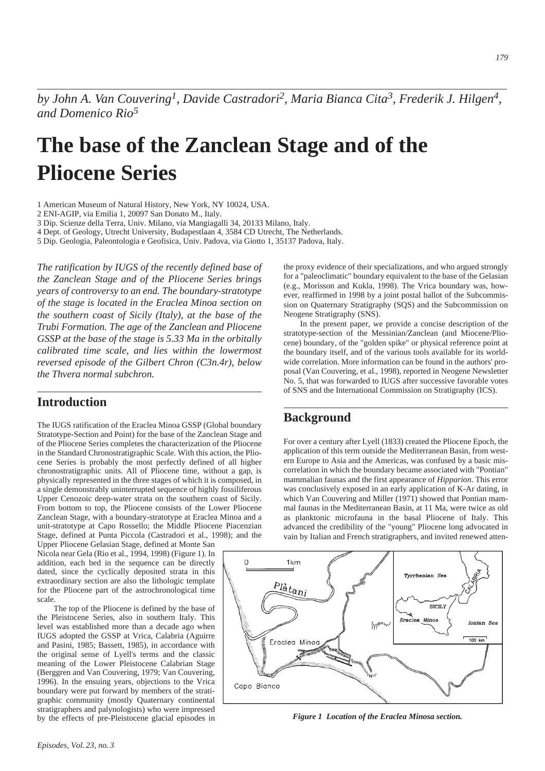*by John A. Van Couvering[1], Davide Castradori[2], Maria Bianca Cita[3], Frederik J. Hilgen[4], and Domenico Rio[5]*

# The base of the Zanclean Stage and of the Pliocene Series

1 American Museum of Natural History, New York, NY 10024, USA.
2 ENI-AGIP, via Emilia 1, 20097 San Donato M., Italy.
3 Dip. Scienze della Terra, Univ. Milano, via Mangiagalli 34, 20133 Milano, Italy.
4 Dept. of Geology, Utrecht University, Budapestlaan 4, 3584 CD Utrecht, The Netherlands.
5 Dip. Geologia, Paleontologia e Geofisica, Univ. Padova, via Giotto 1, 35137 Padova, Italy.

*The ratification by IUGS of the recently defined base of the Zanclean Stage and of the Pliocene Series brings years of controversy to an end. The boundary-stratotype of the stage is located in the Eraclea Minoa section on the southern coast of Sicily (Italy), at the base of the Trubi Formation. The age of the Zanclean and Pliocene GSSP at the base of the stage is 5.33 Ma in the orbitally calibrated time scale, and lies within the lowermost reversed episode of the Gilbert Chron (C3n.4r), below the Thvera normal subchron.*

## Introduction

The IUGS ratification of the Eraclea Minoa GSSP (Global boundary Stratotype-Section and Point) for the base of the Zanclean Stage and of the Pliocene Series completes the characterization of the Pliocene in the Standard Chronostratigraphic Scale. With this action, the Pliocene Series is probably the most perfectly defined of all higher chronostratigraphic units. All of Pliocene time, without a gap, is physically represented in the three stages of which it is composed, in a single demonstrably uninterrupted sequence of highly fossiliferous Upper Cenozoic deep-water strata on the southern coast of Sicily. From bottom to top, the Pliocene consists of the Lower Pliocene Zanclean Stage, with a boundary-stratotype at Eraclea Minoa and a unit-stratotype at Capo Rossello; the Middle Pliocene Piacenzian Stage, defined at Punta Piccola (Castradori et al., 1998); and the Upper Pliocene Gelasian Stage, defined at Monte San Nicola near Gela (Rio et al., 1994, 1998) (Figure 1). In addition, each bed in the sequence can be directly dated, since the cyclically deposited strata in this extraordinary section are also the lithologic template for the Pliocene part of the astrochronological time scale.

The top of the Pliocene is defined by the base of the Pleistocene Series, also in southern Italy. This level was established more than a decade ago when IUGS adopted the GSSP at Vrica, Calabria (Aguirre and Pasini, 1985; Bassett, 1985), in accordance with the original sense of Lyell's terms and the classic meaning of the Lower Pleistocene Calabrian Stage (Berggren and Van Couvering, 1979; Van Couvering, 1996). In the ensuing years, objections to the Vrica boundary were put forward by members of the stratigraphic community (mostly Quaternary continental stratigraphers and palynologists) who were impressed by the effects of pre-Pleistocene glacial episodes in the proxy evidence of their specializations, and who argued strongly for a "paleoclimatic" boundary equivalent to the base of the Gelasian (e.g., Morisson and Kukla, 1998). The Vrica boundary was, however, reaffirmed in 1998 by a joint postal ballot of the Subcommission on Quaternary Stratigraphy (SQS) and the Subcommission on Neogene Stratigraphy (SNS).

In the present paper, we provide a concise description of the stratotype-section of the Messinian/Zanclean (and Miocene/Pliocene) boundary, of the "golden spike" or physical reference point at the boundary itself, and of the various tools available for its worldwide correlation. More information can be found in the authors' proposal (Van Couvering, et al., 1998), reported in Neogene Newsletter No. 5, that was forwarded to IUGS after successive favorable votes of SNS and the International Commission on Stratigraphy (ICS).

## Background

For over a century after Lyell (1833) created the Pliocene Epoch, the application of this term outside the Mediterranean Basin, from western Europe to Asia and the Americas, was confused by a basic miscorrelation in which the boundary became associated with "Pontian" mammalian faunas and the first appearance of *Hipparion*. This error was conclusively exposed in an early application of K-Ar dating, in which Van Couvering and Miller (1971) showed that Pontian mammal faunas in the Mediterranean Basin, at 11 Ma, were twice as old as planktonic microfauna in the basal Pliocene of Italy. This advanced the credibility of the "young" Pliocene long advocated in vain by Italian and French stratigraphers, and invited renewed atten-

*Figure 1 Location of the Eraclea Minosa section.*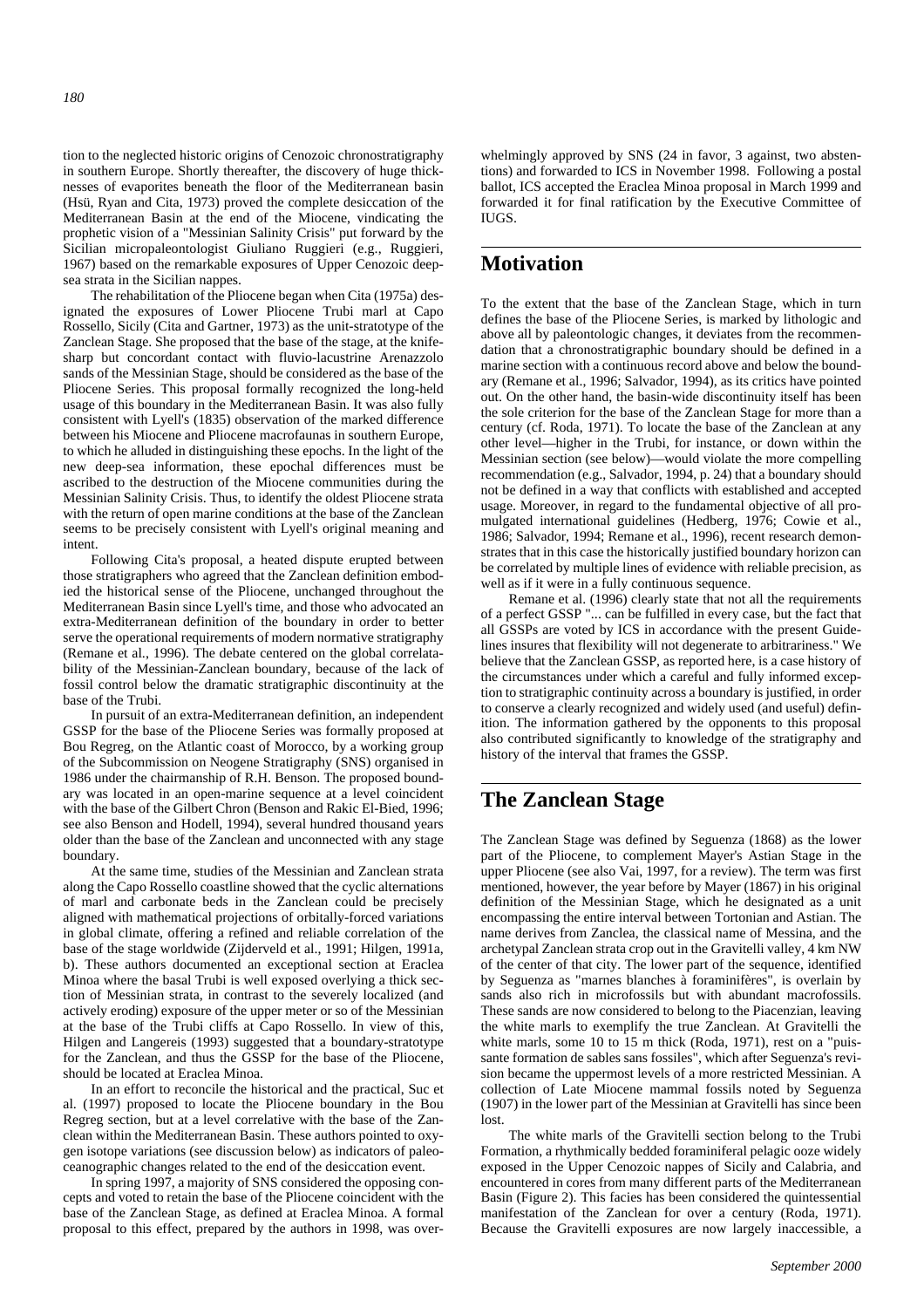tion to the neglected historic origins of Cenozoic chronostratigraphy in southern Europe. Shortly thereafter, the discovery of huge thicknesses of evaporites beneath the floor of the Mediterranean basin (Hsü, Ryan and Cita, 1973) proved the complete desiccation of the Mediterranean Basin at the end of the Miocene, vindicating the prophetic vision of a "Messinian Salinity Crisis" put forward by the Sicilian micropaleontologist Giuliano Ruggieri (e.g., Ruggieri, 1967) based on the remarkable exposures of Upper Cenozoic deep-sea strata in the Sicilian nappes.

The rehabilitation of the Pliocene began when Cita (1975a) designated the exposures of Lower Pliocene Trubi marl at Capo Rossello, Sicily (Cita and Gartner, 1973) as the unit-stratotype of the Zanclean Stage. She proposed that the base of the stage, at the knife-sharp but concordant contact with fluvio-lacustrine Arenazzolo sands of the Messinian Stage, should be considered as the base of the Pliocene Series. This proposal formally recognized the long-held usage of this boundary in the Mediterranean Basin. It was also fully consistent with Lyell's (1835) observation of the marked difference between his Miocene and Pliocene macrofaunas in southern Europe, to which he alluded in distinguishing these epochs. In the light of the new deep-sea information, these epochal differences must be ascribed to the destruction of the Miocene communities during the Messinian Salinity Crisis. Thus, to identify the oldest Pliocene strata with the return of open marine conditions at the base of the Zanclean seems to be precisely consistent with Lyell's original meaning and intent.

Following Cita's proposal, a heated dispute erupted between those stratigraphers who agreed that the Zanclean definition embodied the historical sense of the Pliocene, unchanged throughout the Mediterranean Basin since Lyell's time, and those who advocated an extra-Mediterranean definition of the boundary in order to better serve the operational requirements of modern normative stratigraphy (Remane et al., 1996). The debate centered on the global correlatability of the Messinian-Zanclean boundary, because of the lack of fossil control below the dramatic stratigraphic discontinuity at the base of the Trubi.

In pursuit of an extra-Mediterranean definition, an independent GSSP for the base of the Pliocene Series was formally proposed at Bou Regreg, on the Atlantic coast of Morocco, by a working group of the Subcommission on Neogene Stratigraphy (SNS) organised in 1986 under the chairmanship of R.H. Benson. The proposed boundary was located in an open-marine sequence at a level coincident with the base of the Gilbert Chron (Benson and Rakic El-Bied, 1996; see also Benson and Hodell, 1994), several hundred thousand years older than the base of the Zanclean and unconnected with any stage boundary.

At the same time, studies of the Messinian and Zanclean strata along the Capo Rossello coastline showed that the cyclic alternations of marl and carbonate beds in the Zanclean could be precisely aligned with mathematical projections of orbitally-forced variations in global climate, offering a refined and reliable correlation of the base of the stage worldwide (Zijderveld et al., 1991; Hilgen, 1991a, b). These authors documented an exceptional section at Eraclea Minoa where the basal Trubi is well exposed overlying a thick section of Messinian strata, in contrast to the severely localized (and actively eroding) exposure of the upper meter or so of the Messinian at the base of the Trubi cliffs at Capo Rossello. In view of this, Hilgen and Langereis (1993) suggested that a boundary-stratotype for the Zanclean, and thus the GSSP for the base of the Pliocene, should be located at Eraclea Minoa.

In an effort to reconcile the historical and the practical, Suc et al. (1997) proposed to locate the Pliocene boundary in the Bou Regreg section, but at a level correlative with the base of the Zanclean within the Mediterranean Basin. These authors pointed to oxygen isotope variations (see discussion below) as indicators of paleoceanographic changes related to the end of the desiccation event.

In spring 1997, a majority of SNS considered the opposing concepts and voted to retain the base of the Pliocene coincident with the base of the Zanclean Stage, as defined at Eraclea Minoa. A formal proposal to this effect, prepared by the authors in 1998, was overwhelmingly approved by SNS (24 in favor, 3 against, two abstentions) and forwarded to ICS in November 1998. Following a postal ballot, ICS accepted the Eraclea Minoa proposal in March 1999 and forwarded it for final ratification by the Executive Committee of IUGS.

## Motivation

To the extent that the base of the Zanclean Stage, which in turn defines the base of the Pliocene Series, is marked by lithologic and above all by paleontologic changes, it deviates from the recommendation that a chronostratigraphic boundary should be defined in a marine section with a continuous record above and below the boundary (Remane et al., 1996; Salvador, 1994), as its critics have pointed out. On the other hand, the basin-wide discontinuity itself has been the sole criterion for the base of the Zanclean Stage for more than a century (cf. Roda, 1971). To locate the base of the Zanclean at any other level—higher in the Trubi, for instance, or down within the Messinian section (see below)—would violate the more compelling recommendation (e.g., Salvador, 1994, p. 24) that a boundary should not be defined in a way that conflicts with established and accepted usage. Moreover, in regard to the fundamental objective of all promulgated international guidelines (Hedberg, 1976; Cowie et al., 1986; Salvador, 1994; Remane et al., 1996), recent research demonstrates that in this case the historically justified boundary horizon can be correlated by multiple lines of evidence with reliable precision, as well as if it were in a fully continuous sequence.

Remane et al. (1996) clearly state that not all the requirements of a perfect GSSP "... can be fulfilled in every case, but the fact that all GSSPs are voted by ICS in accordance with the present Guidelines insures that flexibility will not degenerate to arbitrariness." We believe that the Zanclean GSSP, as reported here, is a case history of the circumstances under which a careful and fully informed exception to stratigraphic continuity across a boundary is justified, in order to conserve a clearly recognized and widely used (and useful) definition. The information gathered by the opponents to this proposal also contributed significantly to knowledge of the stratigraphy and history of the interval that frames the GSSP.

## The Zanclean Stage

The Zanclean Stage was defined by Seguenza (1868) as the lower part of the Pliocene, to complement Mayer's Astian Stage in the upper Pliocene (see also Vai, 1997, for a review). The term was first mentioned, however, the year before by Mayer (1867) in his original definition of the Messinian Stage, which he designated as a unit encompassing the entire interval between Tortonian and Astian. The name derives from Zanclea, the classical name of Messina, and the archetypal Zanclean strata crop out in the Gravitelli valley, 4 km NW of the center of that city. The lower part of the sequence, identified by Seguenza as "marnes blanches à foraminifères", is overlain by sands also rich in microfossils but with abundant macrofossils. These sands are now considered to belong to the Piacenzian, leaving the white marls to exemplify the true Zanclean. At Gravitelli the white marls, some 10 to 15 m thick (Roda, 1971), rest on a "puissante formation de sables sans fossiles", which after Seguenza's revision became the uppermost levels of a more restricted Messinian. A collection of Late Miocene mammal fossils noted by Seguenza (1907) in the lower part of the Messinian at Gravitelli has since been lost.

The white marls of the Gravitelli section belong to the Trubi Formation, a rhythmically bedded foraminiferal pelagic ooze widely exposed in the Upper Cenozoic nappes of Sicily and Calabria, and encountered in cores from many different parts of the Mediterranean Basin (Figure 2). This facies has been considered the quintessential manifestation of the Zanclean for over a century (Roda, 1971). Because the Gravitelli exposures are now largely inaccessible, a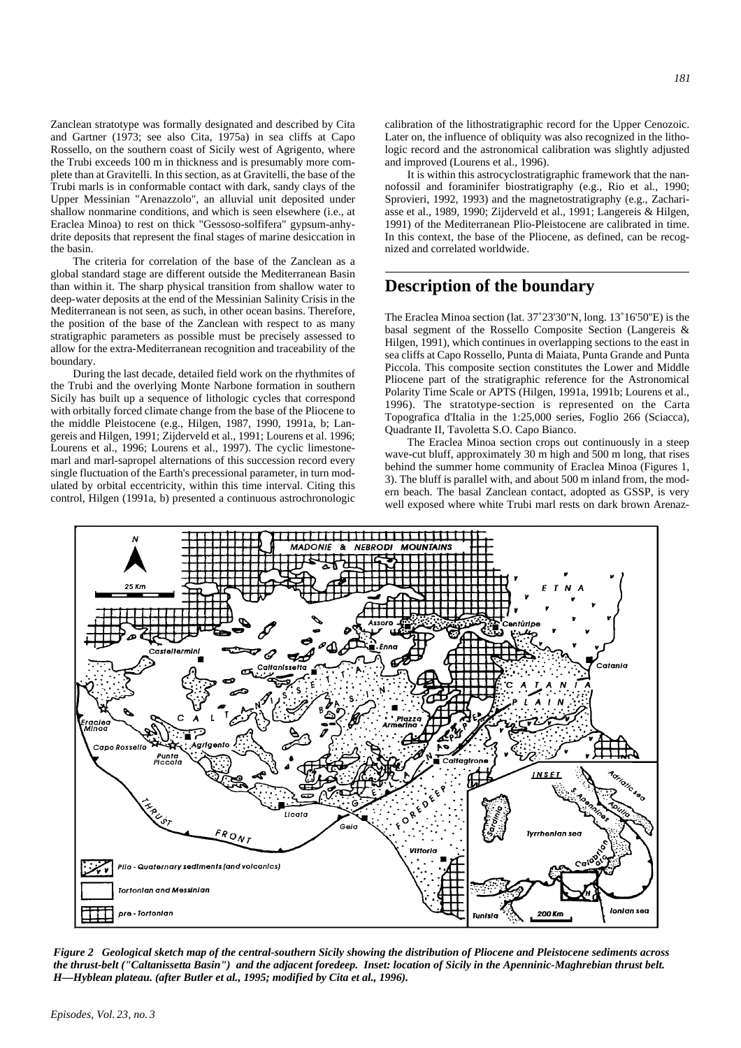Zanclean stratotype was formally designated and described by Cita and Gartner (1973; see also Cita, 1975a) in sea cliffs at Capo Rossello, on the southern coast of Sicily west of Agrigento, where the Trubi exceeds 100 m in thickness and is presumably more complete than at Gravitelli. In this section, as at Gravitelli, the base of the Trubi marls is in conformable contact with dark, sandy clays of the Upper Messinian "Arenazzolo", an alluvial unit deposited under shallow nonmarine conditions, and which is seen elsewhere (i.e., at Eraclea Minoa) to rest on thick "Gessoso-solfifera" gypsum-anhydrite deposits that represent the final stages of marine desiccation in the basin.

The criteria for correlation of the base of the Zanclean as a global standard stage are different outside the Mediterranean Basin than within it. The sharp physical transition from shallow water to deep-water deposits at the end of the Messinian Salinity Crisis in the Mediterranean is not seen, as such, in other ocean basins. Therefore, the position of the base of the Zanclean with respect to as many stratigraphic parameters as possible must be precisely assessed to allow for the extra-Mediterranean recognition and traceability of the boundary.

During the last decade, detailed field work on the rhythmites of the Trubi and the overlying Monte Narbone formation in southern Sicily has built up a sequence of lithologic cycles that correspond with orbitally forced climate change from the base of the Pliocene to the middle Pleistocene (e.g., Hilgen, 1987, 1990, 1991a, b; Langereis and Hilgen, 1991; Zijderveld et al., 1991; Lourens et al. 1996; Lourens et al., 1996; Lourens et al., 1997). The cyclic limestone-marl and marl-sapropel alternations of this succession record every single fluctuation of the Earth's precessional parameter, in turn modulated by orbital eccentricity, within this time interval. Citing this control, Hilgen (1991a, b) presented a continuous astrochronologic calibration of the lithostratigraphic record for the Upper Cenozoic. Later on, the influence of obliquity was also recognized in the lithologic record and the astronomical calibration was slightly adjusted and improved (Lourens et al., 1996).

It is within this astrocyclostratigraphic framework that the nannofossil and foraminifer biostratigraphy (e.g., Rio et al., 1990; Sprovieri, 1992, 1993) and the magnetostratigraphy (e.g., Zachariasse et al., 1989, 1990; Zijderveld et al., 1991; Langereis & Hilgen, 1991) of the Mediterranean Plio-Pleistocene are calibrated in time. In this context, the base of the Pliocene, as defined, can be recognized and correlated worldwide.

## Description of the boundary

The Eraclea Minoa section (lat. 37˚23'30"N, long. 13˚16'50"E) is the basal segment of the Rossello Composite Section (Langereis & Hilgen, 1991), which continues in overlapping sections to the east in sea cliffs at Capo Rossello, Punta di Maiata, Punta Grande and Punta Piccola. This composite section constitutes the Lower and Middle Pliocene part of the stratigraphic reference for the Astronomical Polarity Time Scale or APTS (Hilgen, 1991a, 1991b; Lourens et al., 1996). The stratotype-section is represented on the Carta Topografica d'Italia in the 1:25,000 series, Foglio 266 (Sciacca), Quadrante II, Tavoletta S.O. Capo Bianco.

The Eraclea Minoa section crops out continuously in a steep wave-cut bluff, approximately 30 m high and 500 m long, that rises behind the summer home community of Eraclea Minoa (Figures 1, 3). The bluff is parallel with, and about 500 m inland from, the modern beach. The basal Zanclean contact, adopted as GSSP, is very well exposed where white Trubi marl rests on dark brown Arenaz-

*Figure 2 Geological sketch map of the central-southern Sicily showing the distribution of Pliocene and Pleistocene sediments across the thrust-belt ("Caltanissetta Basin") and the adjacent foredeep. Inset: location of Sicily in the Apenninic-Maghrebian thrust belt. H—Hyblean plateau. (after Butler et al., 1995; modified by Cita et al., 1996).*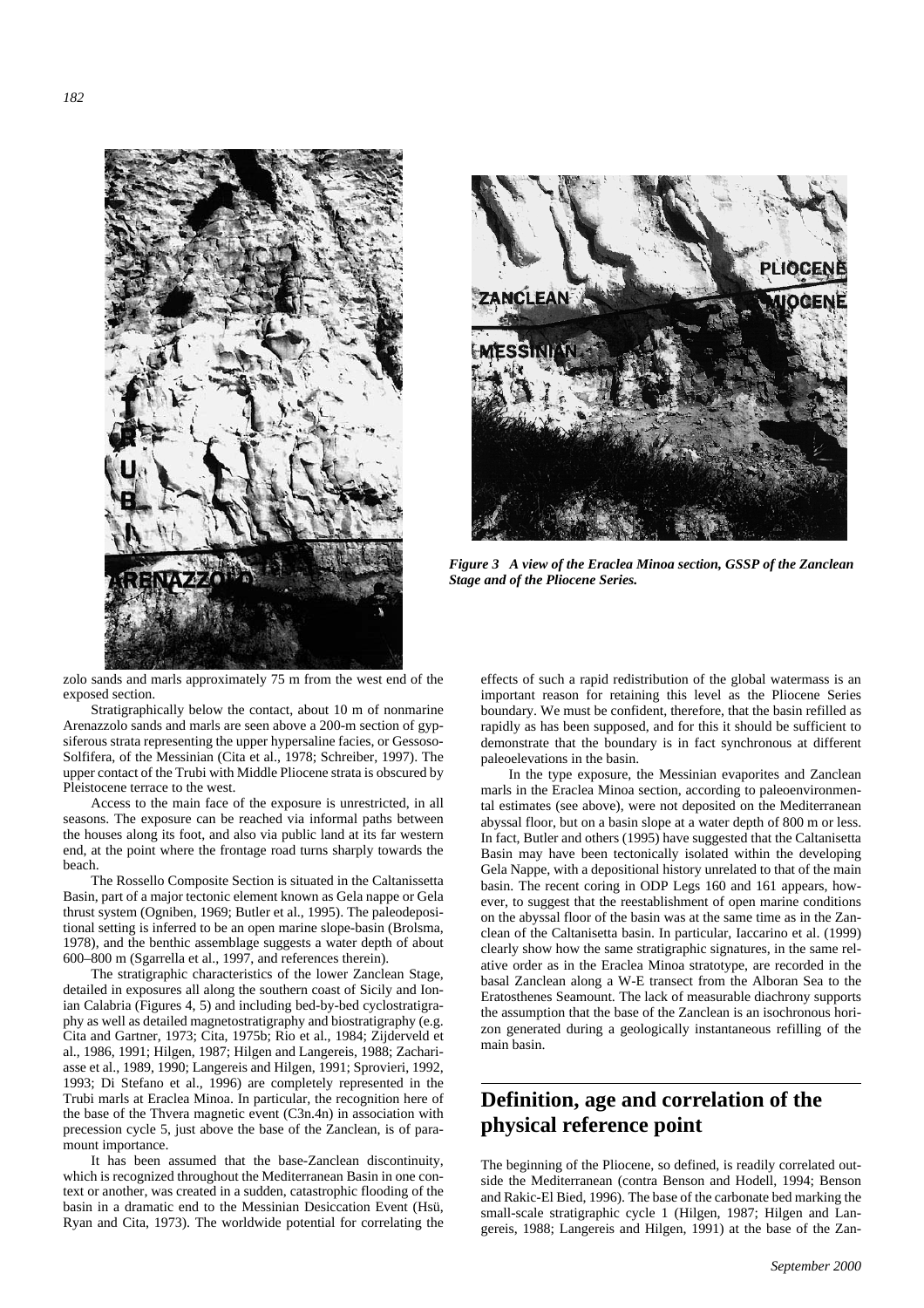*Figure 3 A view of the Eraclea Minoa section, GSSP of the Zanclean Stage and of the Pliocene Series.*

zolo sands and marls approximately 75 m from the west end of the exposed section.

Stratigraphically below the contact, about 10 m of nonmarine Arenazzolo sands and marls are seen above a 200-m section of gypsiferous strata representing the upper hypersaline facies, or Gessoso-Solfifera, of the Messinian (Cita et al., 1978; Schreiber, 1997). The upper contact of the Trubi with Middle Pliocene strata is obscured by Pleistocene terrace to the west.

Access to the main face of the exposure is unrestricted, in all seasons. The exposure can be reached via informal paths between the houses along its foot, and also via public land at its far western end, at the point where the frontage road turns sharply towards the beach.

The Rossello Composite Section is situated in the Caltanissetta Basin, part of a major tectonic element known as Gela nappe or Gela thrust system (Ogniben, 1969; Butler et al., 1995). The paleodepositional setting is inferred to be an open marine slope-basin (Brolsma, 1978), and the benthic assemblage suggests a water depth of about 600–800 m (Sgarrella et al., 1997, and references therein).

The stratigraphic characteristics of the lower Zanclean Stage, detailed in exposures all along the southern coast of Sicily and Ionian Calabria (Figures 4, 5) and including bed-by-bed cyclostratigraphy as well as detailed magnetostratigraphy and biostratigraphy (e.g. Cita and Gartner, 1973; Cita, 1975b; Rio et al., 1984; Zijderveld et al., 1986, 1991; Hilgen, 1987; Hilgen and Langereis, 1988; Zachariasse et al., 1989, 1990; Langereis and Hilgen, 1991; Sprovieri, 1992, 1993; Di Stefano et al., 1996) are completely represented in the Trubi marls at Eraclea Minoa. In particular, the recognition here of the base of the Thvera magnetic event (C3n.4n) in association with precession cycle 5, just above the base of the Zanclean, is of paramount importance.

It has been assumed that the base-Zanclean discontinuity, which is recognized throughout the Mediterranean Basin in one context or another, was created in a sudden, catastrophic flooding of the basin in a dramatic end to the Messinian Desiccation Event (Hsü, Ryan and Cita, 1973). The worldwide potential for correlating the effects of such a rapid redistribution of the global watermass is an important reason for retaining this level as the Pliocene Series boundary. We must be confident, therefore, that the basin refilled as rapidly as has been supposed, and for this it should be sufficient to demonstrate that the boundary is in fact synchronous at different paleoelevations in the basin.

In the type exposure, the Messinian evaporites and Zanclean marls in the Eraclea Minoa section, according to paleoenvironmental estimates (see above), were not deposited on the Mediterranean abyssal floor, but on a basin slope at a water depth of 800 m or less. In fact, Butler and others (1995) have suggested that the Caltanisetta Basin may have been tectonically isolated within the developing Gela Nappe, with a depositional history unrelated to that of the main basin. The recent coring in ODP Legs 160 and 161 appears, however, to suggest that the reestablishment of open marine conditions on the abyssal floor of the basin was at the same time as in the Zanclean of the Caltanisetta basin. In particular, Iaccarino et al. (1999) clearly show how the same stratigraphic signatures, in the same relative order as in the Eraclea Minoa stratotype, are recorded in the basal Zanclean along a W-E transect from the Alboran Sea to the Eratosthenes Seamount. The lack of measurable diachrony supports the assumption that the base of the Zanclean is an isochronous horizon generated during a geologically instantaneous refilling of the main basin.

## Definition, age and correlation of the physical reference point

The beginning of the Pliocene, so defined, is readily correlated outside the Mediterranean (contra Benson and Hodell, 1994; Benson and Rakic-El Bied, 1996). The base of the carbonate bed marking the small-scale stratigraphic cycle 1 (Hilgen, 1987; Hilgen and Langereis, 1988; Langereis and Hilgen, 1991) at the base of the Zan-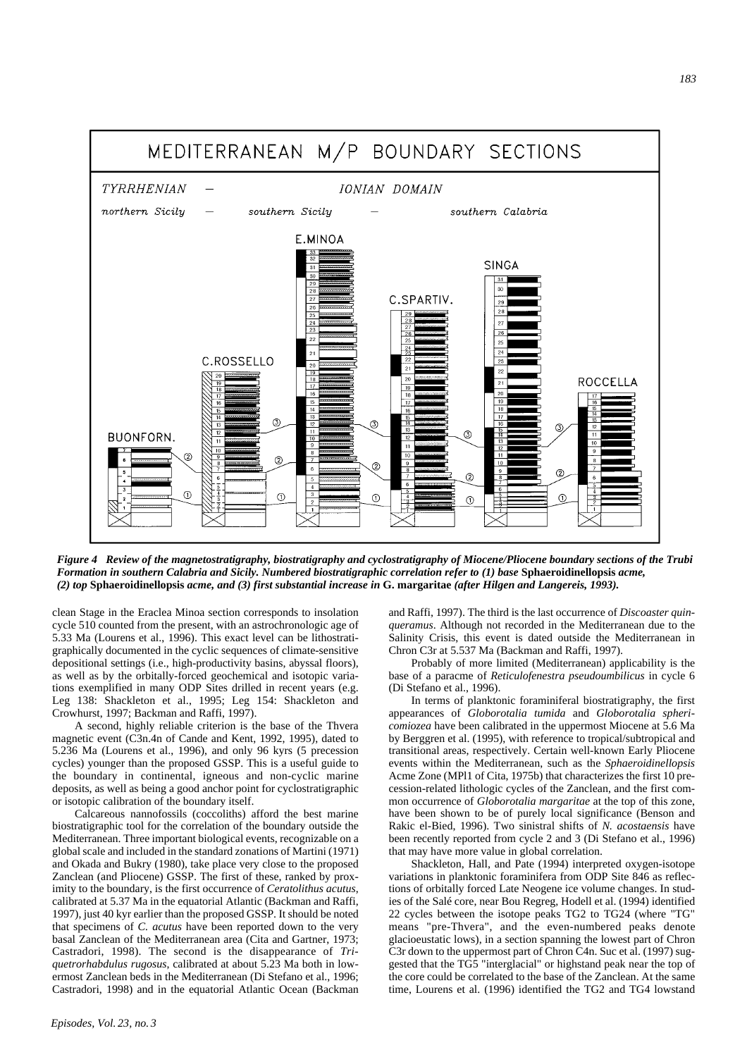*Figure 4 Review of the magnetostratigraphy, biostratigraphy and cyclostratigraphy of Miocene/Pliocene boundary sections of the Trubi Formation in southern Calabria and Sicily. Numbered biostratigraphic correlation refer to (1) base* **Sphaeroidinellopsis** *acme, (2) top* **Sphaeroidinellopsis** *acme, and (3) first substantial increase in* **G. margaritae** *(after Hilgen and Langereis, 1993).*

clean Stage in the Eraclea Minoa section corresponds to insolation cycle 510 counted from the present, with an astrochronologic age of 5.33 Ma (Lourens et al., 1996). This exact level can be lithostratigraphically documented in the cyclic sequences of climate-sensitive depositional settings (i.e., high-productivity basins, abyssal floors), as well as by the orbitally-forced geochemical and isotopic variations exemplified in many ODP Sites drilled in recent years (e.g. Leg 138: Shackleton et al., 1995; Leg 154: Shackleton and Crowhurst, 1997; Backman and Raffi, 1997).

A second, highly reliable criterion is the base of the Thvera magnetic event (C3n.4n of Cande and Kent, 1992, 1995), dated to 5.236 Ma (Lourens et al., 1996), and only 96 kyrs (5 precession cycles) younger than the proposed GSSP. This is a useful guide to the boundary in continental, igneous and non-cyclic marine deposits, as well as being a good anchor point for cyclostratigraphic or isotopic calibration of the boundary itself.

Calcareous nannofossils (coccoliths) afford the best marine biostratigraphic tool for the correlation of the boundary outside the Mediterranean. Three important biological events, recognizable on a global scale and included in the standard zonations of Martini (1971) and Okada and Bukry (1980), take place very close to the proposed Zanclean (and Pliocene) GSSP. The first of these, ranked by proximity to the boundary, is the first occurrence of *Ceratolithus acutus*, calibrated at 5.37 Ma in the equatorial Atlantic (Backman and Raffi, 1997), just 40 kyr earlier than the proposed GSSP. It should be noted that specimens of *C. acutus* have been reported down to the very basal Zanclean of the Mediterranean area (Cita and Gartner, 1973; Castradori, 1998). The second is the disappearance of *Triquetrorhabdulus rugosus*, calibrated at about 5.23 Ma both in lowermost Zanclean beds in the Mediterranean (Di Stefano et al., 1996; Castradori, 1998) and in the equatorial Atlantic Ocean (Backman and Raffi, 1997). The third is the last occurrence of *Discoaster quinqueramus*. Although not recorded in the Mediterranean due to the Salinity Crisis, this event is dated outside the Mediterranean in Chron C3r at 5.537 Ma (Backman and Raffi, 1997).

Probably of more limited (Mediterranean) applicability is the base of a paracme of *Reticulofenestra pseudoumbilicus* in cycle 6 (Di Stefano et al., 1996).

In terms of planktonic foraminiferal biostratigraphy, the first appearances of *Globorotalia tumida* and *Globorotalia sphericomiozea* have been calibrated in the uppermost Miocene at 5.6 Ma by Berggren et al. (1995), with reference to tropical/subtropical and transitional areas, respectively. Certain well-known Early Pliocene events within the Mediterranean, such as the *Sphaeroidinellopsis* Acme Zone (MPl1 of Cita, 1975b) that characterizes the first 10 precession-related lithologic cycles of the Zanclean, and the first common occurrence of *Globorotalia margaritae* at the top of this zone, have been shown to be of purely local significance (Benson and Rakic el-Bied, 1996). Two sinistral shifts of *N. acostaensis* have been recently reported from cycle 2 and 3 (Di Stefano et al., 1996) that may have more value in global correlation.

Shackleton, Hall, and Pate (1994) interpreted oxygen-isotope variations in planktonic foraminifera from ODP Site 846 as reflections of orbitally forced Late Neogene ice volume changes. In studies of the Salé core, near Bou Regreg, Hodell et al. (1994) identified 22 cycles between the isotope peaks TG2 to TG24 (where "TG" means "pre-Thvera", and the even-numbered peaks denote glacioeustatic lows), in a section spanning the lowest part of Chron C3r down to the uppermost part of Chron C4n. Suc et al. (1997) suggested that the TG5 "interglacial" or highstand peak near the top of the core could be correlated to the base of the Zanclean. At the same time, Lourens et al. (1996) identified the TG2 and TG4 lowstand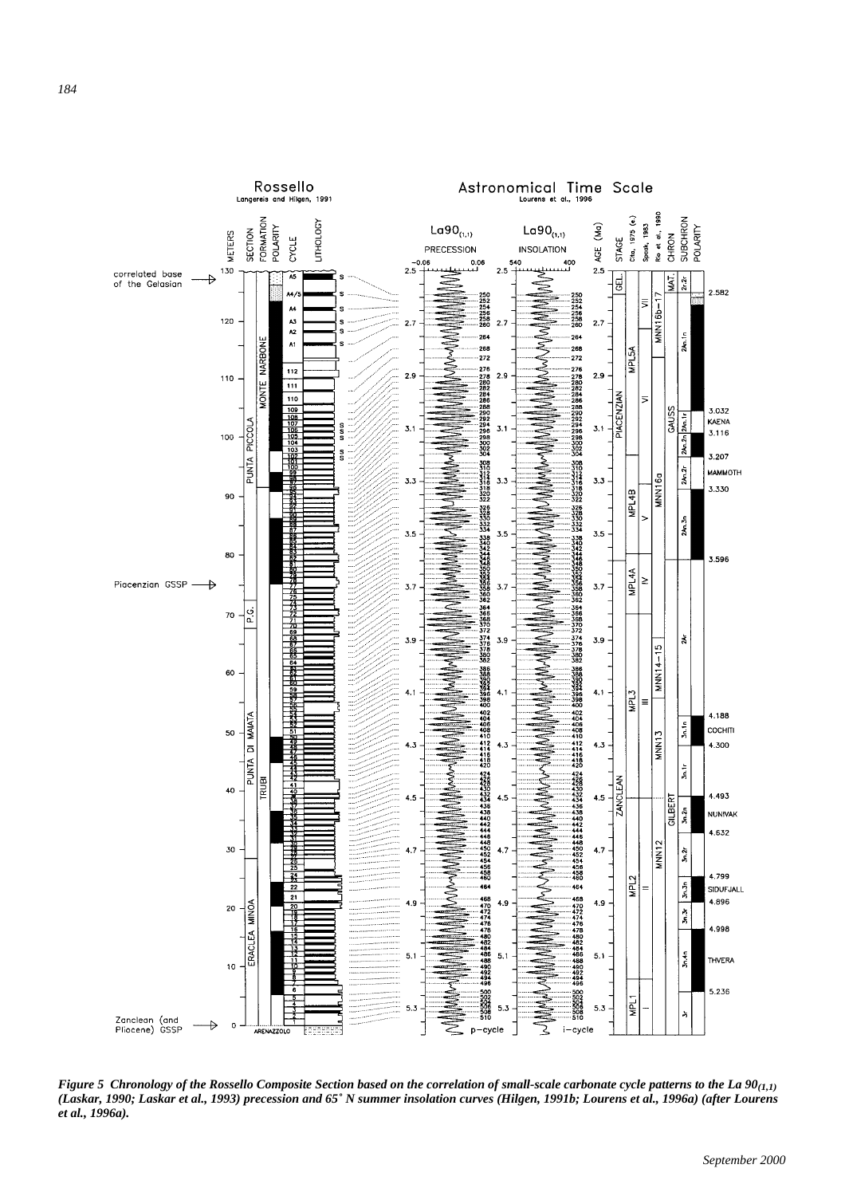*Figure 5 Chronology of the Rossello Composite Section based on the correlation of small-scale carbonate cycle patterns to the La 90$_{(1,1)}$ (Laskar, 1990; Laskar et al., 1993) precession and 65° N summer insolation curves (Hilgen, 1991b; Lourens et al., 1996a) (after Lourens et al., 1996a).*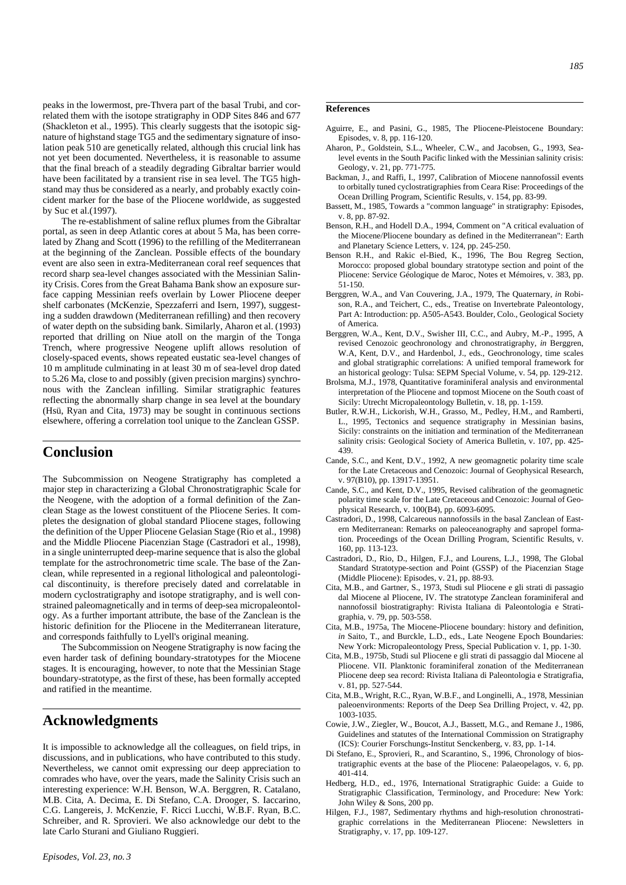peaks in the lowermost, pre-Thvera part of the basal Trubi, and correlated them with the isotope stratigraphy in ODP Sites 846 and 677 (Shackleton et al., 1995). This clearly suggests that the isotopic signature of highstand stage TG5 and the sedimentary signature of insolation peak 510 are genetically related, although this crucial link has not yet been documented. Nevertheless, it is reasonable to assume that the final breach of a steadily degrading Gibraltar barrier would have been facilitated by a transient rise in sea level. The TG5 highstand may thus be considered as a nearly, and probably exactly coincident marker for the base of the Pliocene worldwide, as suggested by Suc et al.(1997).

The re-establishment of saline reflux plumes from the Gibraltar portal, as seen in deep Atlantic cores at about 5 Ma, has been correlated by Zhang and Scott (1996) to the refilling of the Mediterranean at the beginning of the Zanclean. Possible effects of the boundary event are also seen in extra-Mediterranean coral reef sequences that record sharp sea-level changes associated with the Messinian Salinity Crisis. Cores from the Great Bahama Bank show an exposure surface capping Messinian reefs overlain by Lower Pliocene deeper shelf carbonates (McKenzie, Spezzaferri and Isern, 1997), suggesting a sudden drawdown (Mediterranean refilling) and then recovery of water depth on the subsiding bank. Similarly, Aharon et al. (1993) reported that drilling on Niue atoll on the margin of the Tonga Trench, where progressive Neogene uplift allows resolution of closely-spaced events, shows repeated eustatic sea-level changes of 10 m amplitude culminating in at least 30 m of sea-level drop dated to 5.26 Ma, close to and possibly (given precision margins) synchronous with the Zanclean infilling. Similar stratigraphic features reflecting the abnormally sharp change in sea level at the boundary (Hsü, Ryan and Cita, 1973) may be sought in continuous sections elsewhere, offering a correlation tool unique to the Zanclean GSSP.

## Conclusion

The Subcommission on Neogene Stratigraphy has completed a major step in characterizing a Global Chronostratigraphic Scale for the Neogene, with the adoption of a formal definition of the Zanclean Stage as the lowest constituent of the Pliocene Series. It completes the designation of global standard Pliocene stages, following the definition of the Upper Pliocene Gelasian Stage (Rio et al., 1998) and the Middle Pliocene Piacenzian Stage (Castradori et al., 1998), in a single uninterrupted deep-marine sequence that is also the global template for the astrochronometric time scale. The base of the Zanclean, while represented in a regional lithological and paleontological discontinuity, is therefore precisely dated and correlatable in modern cyclostratigraphy and isotope stratigraphy, and is well constrained paleomagnetically and in terms of deep-sea micropaleontology. As a further important attribute, the base of the Zanclean is the historic definition for the Pliocene in the Mediterranean literature, and corresponds faithfully to Lyell's original meaning.

The Subcommission on Neogene Stratigraphy is now facing the even harder task of defining boundary-stratotypes for the Miocene stages. It is encouraging, however, to note that the Messinian Stage boundary-stratotype, as the first of these, has been formally accepted and ratified in the meantime.

## Acknowledgments

It is impossible to acknowledge all the colleagues, on field trips, in discussions, and in publications, who have contributed to this study. Nevertheless, we cannot omit expressing our deep appreciation to comrades who have, over the years, made the Salinity Crisis such an interesting experience: W.H. Benson, W.A. Berggren, R. Catalano, M.B. Cita, A. Decima, E. Di Stefano, C.A. Drooger, S. Iaccarino, C.G. Langereis, J. McKenzie, F. Ricci Lucchi, W.B.F. Ryan, B.C. Schreiber, and R. Sprovieri. We also acknowledge our debt to the late Carlo Sturani and Giuliano Ruggieri.

### References

Aguirre, E., and Pasini, G., 1985, The Pliocene-Pleistocene Boundary: Episodes, v. 8, pp. 116-120.

Aharon, P., Goldstein, S.L., Wheeler, C.W., and Jacobsen, G., 1993, Sea-level events in the South Pacific linked with the Messinian salinity crisis: Geology, v. 21, pp. 771-775.

Backman, J., and Raffi, I., 1997, Calibration of Miocene nannofossil events to orbitally tuned cyclostratigraphies from Ceara Rise: Proceedings of the Ocean Drilling Program, Scientific Results, v. 154, pp. 83-99.

Bassett, M., 1985, Towards a "common language" in stratigraphy: Episodes, v. 8, pp. 87-92.

Benson, R.H., and Hodell D.A., 1994, Comment on "A critical evaluation of the Miocene/Pliocene boundary as defined in the Mediterranean": Earth and Planetary Science Letters, v. 124, pp. 245-250.

Benson R.H., and Rakic el-Bied, K., 1996, The Bou Regreg Section, Morocco: proposed global boundary stratotype section and point of the Pliocene: Service Géologique de Maroc, Notes et Mémoires, v. 383, pp. 51-150.

Berggren, W.A., and Van Couvering, J.A., 1979, The Quaternary, *in* Robison, R.A., and Teichert, C., eds., Treatise on Invertebrate Paleontology, Part A: Introduction: pp. A505-A543. Boulder, Colo., Geological Society of America.

Berggren, W.A., Kent, D.V., Swisher III, C.C., and Aubry, M.-P., 1995, A revised Cenozoic geochronology and chronostratigraphy, *in* Berggren, W.A, Kent, D.V., and Hardenbol, J., eds., Geochronology, time scales and global stratigraphic correlations: A unified temporal framework for an historical geology: Tulsa: SEPM Special Volume, v. 54, pp. 129-212.

Brolsma, M.J., 1978, Quantitative foraminiferal analysis and environmental interpretation of the Pliocene and topmost Miocene on the South coast of Sicily: Utrecht Micropaleontology Bulletin, v. 18, pp. 1-159.

Butler, R.W.H., Lickorish, W.H., Grasso, M., Pedley, H.M., and Ramberti, L., 1995, Tectonics and sequence stratigraphy in Messinian basins, Sicily: constraints on the initiation and termination of the Mediterranean salinity crisis: Geological Society of America Bulletin, v. 107, pp. 425-439.

Cande, S.C., and Kent, D.V., 1992, A new geomagnetic polarity time scale for the Late Cretaceous and Cenozoic: Journal of Geophysical Research, v. 97(B10), pp. 13917-13951.

Cande, S.C., and Kent, D.V., 1995, Revised calibration of the geomagnetic polarity time scale for the Late Cretaceous and Cenozoic: Journal of Geophysical Research, v. 100(B4), pp. 6093-6095.

Castradori, D., 1998, Calcareous nannofossils in the basal Zanclean of Eastern Mediterranean: Remarks on paleoceanography and sapropel formation. Proceedings of the Ocean Drilling Program, Scientific Results, v. 160, pp. 113-123.

Castradori, D., Rio, D., Hilgen, F.J., and Lourens, L.J., 1998, The Global Standard Stratotype-section and Point (GSSP) of the Piacenzian Stage (Middle Pliocene): Episodes, v. 21, pp. 88-93.

Cita, M.B., and Gartner, S., 1973, Studi sul Pliocene e gli strati di passagio dal Miocene al Pliocene, IV. The stratotype Zanclean foraminiferal and nannofossil biostratigraphy: Rivista Italiana di Paleontologia e Stratigraphia, v. 79, pp. 503-558.

Cita, M.B., 1975a, The Miocene-Pliocene boundary: history and definition, *in* Saito, T., and Burckle, L.D., eds., Late Neogene Epoch Boundaries: New York: Micropaleontology Press, Special Publication v. 1, pp. 1-30.

Cita, M.B., 1975b, Studi sul Pliocene e gli strati di passaggio dal Miocene al Pliocene. VII. Planktonic foraminiferal zonation of the Mediterranean Pliocene deep sea record: Rivista Italiana di Paleontologia e Stratigrafia, v. 81, pp. 527-544.

Cita, M.B., Wright, R.C., Ryan, W.B.F., and Longinelli, A., 1978, Messinian paleoenvironments: Reports of the Deep Sea Drilling Project, v. 42, pp. 1003-1035.

Cowie, J.W., Ziegler, W., Boucot, A.J., Bassett, M.G., and Remane J., 1986, Guidelines and statutes of the International Commission on Stratigraphy (ICS): Courier Forschungs-Institut Senckenberg, v. 83, pp. 1-14.

Di Stefano, E., Sprovieri, R., and Scarantino, S., 1996, Chronology of biostratigraphic events at the base of the Pliocene: Palaeopelagos, v. 6, pp. 401-414.

Hedberg, H.D., ed., 1976, International Stratigraphic Guide: a Guide to Stratigraphic Classification, Terminology, and Procedure: New York: John Wiley & Sons, 200 pp.

Hilgen, F.J., 1987, Sedimentary rhythms and high-resolution chronostratigraphic correlations in the Mediterranean Pliocene: Newsletters in Stratigraphy, v. 17, pp. 109-127.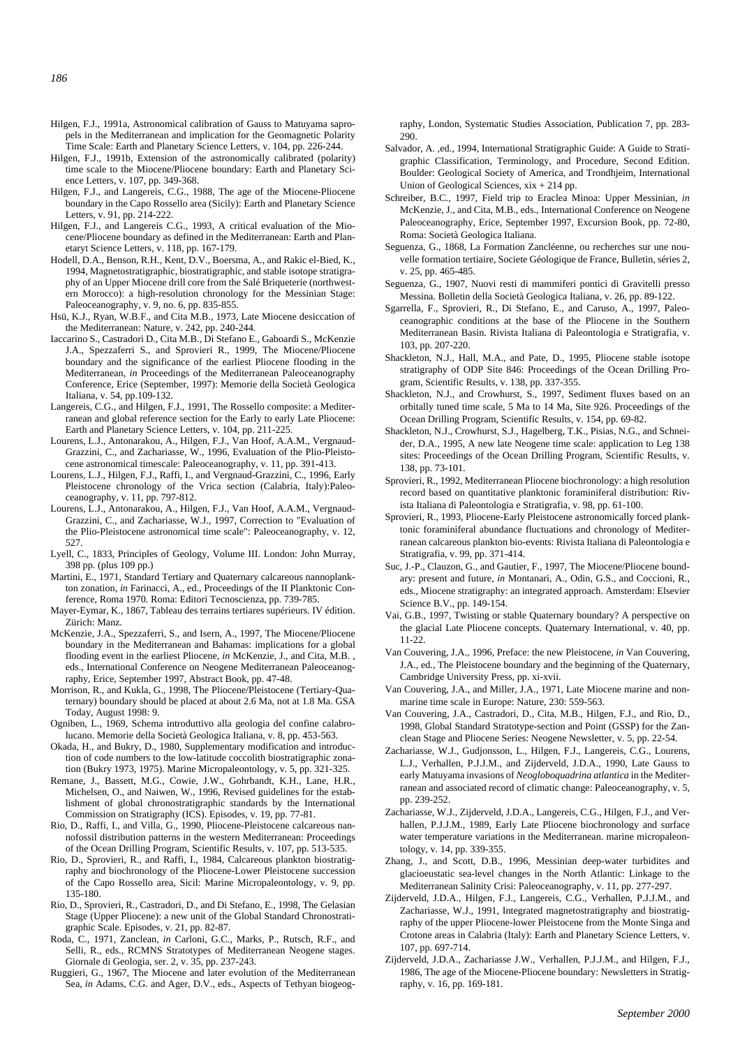Hilgen, F.J., 1991a, Astronomical calibration of Gauss to Matuyama sapropels in the Mediterranean and implication for the Geomagnetic Polarity Time Scale: Earth and Planetary Science Letters, v. 104, pp. 226-244.

Hilgen, F.J., 1991b, Extension of the astronomically calibrated (polarity) time scale to the Miocene/Pliocene boundary: Earth and Planetary Science Letters, v. 107, pp. 349-368.

Hilgen, F.J., and Langereis, C.G., 1988, The age of the Miocene-Pliocene boundary in the Capo Rossello area (Sicily): Earth and Planetary Science Letters, v. 91, pp. 214-222.

Hilgen, F.J., and Langereis C.G., 1993, A critical evaluation of the Miocene/Pliocene boundary as defined in the Mediterranean: Earth and Planetaryt Science Letters, v. 118, pp. 167-179.

Hodell, D.A., Benson, R.H., Kent, D.V., Boersma, A., and Rakic el-Bied, K., 1994, Magnetostratigraphic, biostratigraphic, and stable isotope stratigraphy of an Upper Miocene drill core from the Salé Briqueterie (northwestern Morocco): a high-resolution chronology for the Messinian Stage: Paleoceanography, v. 9, no. 6, pp. 835-855.

Hsü, K.J., Ryan, W.B.F., and Cita M.B., 1973, Late Miocene desiccation of the Mediterranean: Nature, v. 242, pp. 240-244.

Iaccarino S., Castradori D., Cita M.B., Di Stefano E., Gaboardi S., McKenzie J.A., Spezzaferri S., and Sprovieri R., 1999, The Miocene/Pliocene boundary and the significance of the earliest Pliocene flooding in the Mediterranean, *in* Proceedings of the Mediterranean Paleoceanography Conference, Erice (September, 1997): Memorie della Società Geologica Italiana, v. 54, pp.109-132.

Langereis, C.G., and Hilgen, F.J., 1991, The Rossello composite: a Mediterranean and global reference section for the Early to early Late Pliocene: Earth and Planetary Science Letters, v. 104, pp. 211-225.

Lourens, L.J., Antonarakou, A., Hilgen, F.J., Van Hoof, A.A.M., Vergnaud-Grazzini, C., and Zachariasse, W., 1996, Evaluation of the Plio-Pleistocene astronomical timescale: Paleoceanography, v. 11, pp. 391-413.

Lourens, L.J., Hilgen, F.J., Raffi, I., and Vergnaud-Grazzini, C., 1996, Early Pleistocene chronology of the Vrica section (Calabria, Italy):Paleoceanography, v. 11, pp. 797-812.

Lourens, L.J., Antonarakou, A., Hilgen, F.J., Van Hoof, A.A.M., Vergnaud-Grazzini, C., and Zachariasse, W.J., 1997, Correction to "Evaluation of the Plio-Pleistocene astronomical time scale": Paleoceanography, v. 12, 527.

Lyell, C., 1833, Principles of Geology, Volume III. London: John Murray, 398 pp. (plus 109 pp.)

Martini, E., 1971, Standard Tertiary and Quaternary calcareous nannoplankton zonation, *in* Farinacci, A., ed., Proceedings of the II Planktonic Conference, Roma 1970. Roma: Editori Tecnoscienza, pp. 739-785.

Mayer-Eymar, K., 1867, Tableau des terrains tertiares supérieurs. IV édition. Zürich: Manz.

McKenzie, J.A., Spezzaferri, S., and Isern, A., 1997, The Miocene/Pliocene boundary in the Mediterranean and Bahamas: implications for a global flooding event in the earliest Pliocene, *in* McKenzie, J., and Cita, M.B. , eds., International Conference on Neogene Mediterranean Paleoceanography, Erice, September 1997, Abstract Book, pp. 47-48.

Morrison, R., and Kukla, G., 1998, The Pliocene/Pleistocene (Tertiary-Quaternary) boundary should be placed at about 2.6 Ma, not at 1.8 Ma. GSA Today, August 1998: 9.

Ogniben, L., 1969, Schema introduttivo alla geologia del confine calabrolucano. Memorie della Società Geologica Italiana, v. 8, pp. 453-563.

Okada, H., and Bukry, D., 1980, Supplementary modification and introduction of code numbers to the low-latitude coccolith biostratigraphic zonation (Bukry 1973, 1975). Marine Micropaleontology, v. 5, pp. 321-325.

Remane, J., Bassett, M.G., Cowie, J.W., Gohrbandt, K.H., Lane, H.R., Michelsen, O., and Naiwen, W., 1996, Revised guidelines for the establishment of global chronostratigraphic standards by the International Commission on Stratigraphy (ICS). Episodes, v. 19, pp. 77-81.

Rio, D., Raffi, I., and Villa, G., 1990, Pliocene-Pleistocene calcareous nannofossil distribution patterns in the western Mediterranean: Proceedings of the Ocean Drilling Program, Scientific Results, v. 107, pp. 513-535.

Rio, D., Sprovieri, R., and Raffi, I., 1984, Calcareous plankton biostratigraphy and biochronology of the Pliocene-Lower Pleistocene succession of the Capo Rossello area, Sicil: Marine Micropaleontology, v. 9, pp. 135-180.

Rio, D., Sprovieri, R., Castradori, D., and Di Stefano, E., 1998, The Gelasian Stage (Upper Pliocene): a new unit of the Global Standard Chronostratigraphic Scale. Episodes, v. 21, pp. 82-87.

Roda, C., 1971, Zanclean, *in* Carloni, G.C., Marks, P., Rutsch, R.F., and Selli, R., eds., RCMNS Stratotypes of Mediterranean Neogene stages. Giornale di Geologia, ser. 2, v. 35, pp. 237-243.

Ruggieri, G., 1967, The Miocene and later evolution of the Mediterranean Sea, *in* Adams, C.G. and Ager, D.V., eds., Aspects of Tethyan biogeography, London, Systematic Studies Association, Publication 7, pp. 283-290.

Salvador, A. ,ed., 1994, International Stratigraphic Guide: A Guide to Stratigraphic Classification, Terminology, and Procedure, Second Edition. Boulder: Geological Society of America, and Trondhjeim, International Union of Geological Sciences, xix + 214 pp.

Schreiber, B.C., 1997, Field trip to Eraclea Minoa: Upper Messinian, *in* McKenzie, J., and Cita, M.B., eds., International Conference on Neogene Paleoceanography, Erice, September 1997, Excursion Book, pp. 72-80, Roma: Società Geologica Italiana.

Seguenza, G., 1868, La Formation Zancléenne, ou recherches sur une nouvelle formation tertiaire, Societe Géologique de France, Bulletin, séries 2, v. 25, pp. 465-485.

Seguenza, G., 1907, Nuovi resti di mammiferi pontici di Gravitelli presso Messina. Bolletin della Società Geologica Italiana, v. 26, pp. 89-122.

Sgarrella, F., Sprovieri, R., Di Stefano, E., and Caruso, A., 1997, Paleoceanographic conditions at the base of the Pliocene in the Southern Mediterranean Basin. Rivista Italiana di Paleontologia e Stratigrafia, v. 103, pp. 207-220.

Shackleton, N.J., Hall, M.A., and Pate, D., 1995, Pliocene stable isotope stratigraphy of ODP Site 846: Proceedings of the Ocean Drilling Program, Scientific Results, v. 138, pp. 337-355.

Shackleton, N.J., and Crowhurst, S., 1997, Sediment fluxes based on an orbitally tuned time scale, 5 Ma to 14 Ma, Site 926. Proceedings of the Ocean Drilling Program, Scientific Results, v. 154, pp. 69-82.

Shackleton, N.J., Crowhurst, S.J., Hagelberg, T.K., Pisias, N.G., and Schneider, D.A., 1995, A new late Neogene time scale: application to Leg 138 sites: Proceedings of the Ocean Drilling Program, Scientific Results, v. 138, pp. 73-101.

Sprovieri, R., 1992, Mediterranean Pliocene biochronology: a high resolution record based on quantitative planktonic foraminiferal distribution: Rivista Italiana di Paleontologia e Stratigrafia, v. 98, pp. 61-100.

Sprovieri, R., 1993, Pliocene-Early Pleistocene astronomically forced planktonic foraminiferal abundance fluctuations and chronology of Mediterranean calcareous plankton bio-events: Rivista Italiana di Paleontologia e Stratigrafia, v. 99, pp. 371-414.

Suc, J.-P., Clauzon, G., and Gautier, F., 1997, The Miocene/Pliocene boundary: present and future, *in* Montanari, A., Odin, G.S., and Coccioni, R., eds., Miocene stratigraphy: an integrated approach. Amsterdam: Elsevier Science B.V., pp. 149-154.

Vai, G.B., 1997, Twisting or stable Quaternary boundary? A perspective on the glacial Late Pliocene concepts. Quaternary International, v. 40, pp. 11-22.

Van Couvering, J.A., 1996, Preface: the new Pleistocene, *in* Van Couvering, J.A., ed., The Pleistocene boundary and the beginning of the Quaternary, Cambridge University Press, pp. xi-xvii.

Van Couvering, J.A., and Miller, J.A., 1971, Late Miocene marine and nonmarine time scale in Europe: Nature, 230: 559-563.

Van Couvering, J.A., Castradori, D., Cita, M.B., Hilgen, F.J., and Rio, D., 1998, Global Standard Stratotype-section and Point (GSSP) for the Zanclean Stage and Pliocene Series: Neogene Newsletter, v. 5, pp. 22-54.

Zachariasse, W.J., Gudjonsson, L., Hilgen, F.J., Langereis, C.G., Lourens, L.J., Verhallen, P.J.J.M., and Zijderveld, J.D.A., 1990, Late Gauss to early Matuyama invasions of *Neogloboquadrina atlantica* in the Mediterranean and associated record of climatic change: Paleoceanography, v. 5, pp. 239-252.

Zachariasse, W.J., Zijderveld, J.D.A., Langereis, C.G., Hilgen, F.J., and Verhallen, P.J.J.M., 1989, Early Late Pliocene biochronology and surface water temperature variations in the Mediterranean. marine micropaleontology, v. 14, pp. 339-355.

Zhang, J., and Scott, D.B., 1996, Messinian deep-water turbidites and glacioeustatic sea-level changes in the North Atlantic: Linkage to the Mediterranean Salinity Crisi: Paleoceanography, v. 11, pp. 277-297.

Zijderveld, J.D.A., Hilgen, F.J., Langereis, C.G., Verhallen, P.J.J.M., and Zachariasse, W.J., 1991, Integrated magnetostratigraphy and biostratigraphy of the upper Pliocene-lower Pleistocene from the Monte Singa and Crotone areas in Calabria (Italy): Earth and Planetary Science Letters, v. 107, pp. 697-714.

Zijderveld, J.D.A., Zachariasse J.W., Verhallen, P.J.J.M., and Hilgen, F.J., 1986, The age of the Miocene-Pliocene boundary: Newsletters in Stratigraphy, v. 16, pp. 169-181.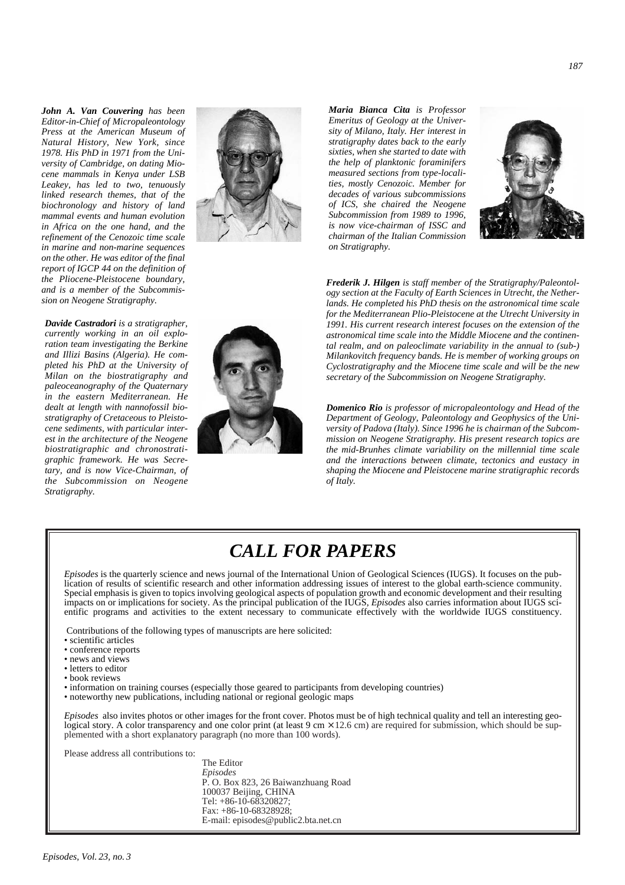***John A. Van Couvering*** *has been Editor-in-Chief of Micropaleontology Press at the American Museum of Natural History, New York, since 1978. His PhD in 1971 from the University of Cambridge, on dating Miocene mammals in Kenya under LSB Leakey, has led to two, tenuously linked research themes, that of the biochronology and history of land mammal events and human evolution in Africa on the one hand, and the refinement of the Cenozoic time scale in marine and non-marine sequences on the other. He was editor of the final report of IGCP 44 on the definition of the Pliocene-Pleistocene boundary, and is a member of the Subcommission on Neogene Stratigraphy.*

***Davide Castradori*** *is a stratigrapher, currently working in an oil exploration team investigating the Berkine and Illizi Basins (Algeria). He completed his PhD at the University of Milan on the biostratigraphy and paleoceanography of the Quaternary in the eastern Mediterranean. He dealt at length with nannofossil biostratigraphy of Cretaceous to Pleistocene sediments, with particular interest in the architecture of the Neogene biostratigraphic and chronostratigraphic framework. He was Secretary, and is now Vice-Chairman, of the Subcommission on Neogene Stratigraphy.*

***Maria Bianca Cita*** *is Professor Emeritus of Geology at the University of Milano, Italy. Her interest in stratigraphy dates back to the early sixties, when she started to date with the help of planktonic foraminifers measured sections from type-localities, mostly Cenozoic. Member for decades of various subcommissions of ICS, she chaired the Neogene Subcommission from 1989 to 1996, is now vice-chairman of ISSC and chairman of the Italian Commission on Stratigraphy.*

***Frederik J. Hilgen*** *is staff member of the Stratigraphy/Paleontology section at the Faculty of Earth Sciences in Utrecht, the Netherlands. He completed his PhD thesis on the astronomical time scale for the Mediterranean Plio-Pleistocene at the Utrecht University in 1991. His current research interest focuses on the extension of the astronomical time scale into the Middle Miocene and the continental realm, and on paleoclimate variability in the annual to (sub-) Milankovitch frequency bands. He is member of working groups on Cyclostratigraphy and the Miocene time scale and will be the new secretary of the Subcommission on Neogene Stratigraphy.*

***Domenico Rio*** *is professor of micropaleontology and Head of the Department of Geology, Paleontology and Geophysics of the University of Padova (Italy). Since 1996 he is chairman of the Subcommission on Neogene Stratigraphy. His present research topics are the mid-Brunhes climate variability on the millennial time scale and the interactions between climate, tectonics and eustacy in shaping the Miocene and Pleistocene marine stratigraphic records of Italy.*

# *CALL FOR PAPERS*

*Episodes* is the quarterly science and news journal of the International Union of Geological Sciences (IUGS). It focuses on the publication of results of scientific research and other information addressing issues of interest to the global earth-science community. Special emphasis is given to topics involving geological aspects of population growth and economic development and their resulting impacts on or implications for society. As the principal publication of the IUGS, *Episodes* also carries information about IUGS scientific programs and activities to the extent necessary to communicate effectively with the worldwide IUGS constituency.

Contributions of the following types of manuscripts are here solicited:

- scientific articles
- conference reports
- news and views
- letters to editor
- book reviews
- information on training courses (especially those geared to participants from developing countries)
- noteworthy new publications, including national or regional geologic maps

*Episodes* also invites photos or other images for the front cover. Photos must be of high technical quality and tell an interesting geological story. A color transparency and one color print (at least 9 cm × 12.6 cm) are required for submission, which should be supplemented with a short explanatory paragraph (no more than 100 words).

Please address all contributions to:

The Editor
*Episodes*
P. O. Box 823, 26 Baiwanzhuang Road
100037 Beijing, CHINA
Tel: +86-10-68320827;
Fax: +86-10-68328928;
E-mail: episodes@public2.bta.net.cn